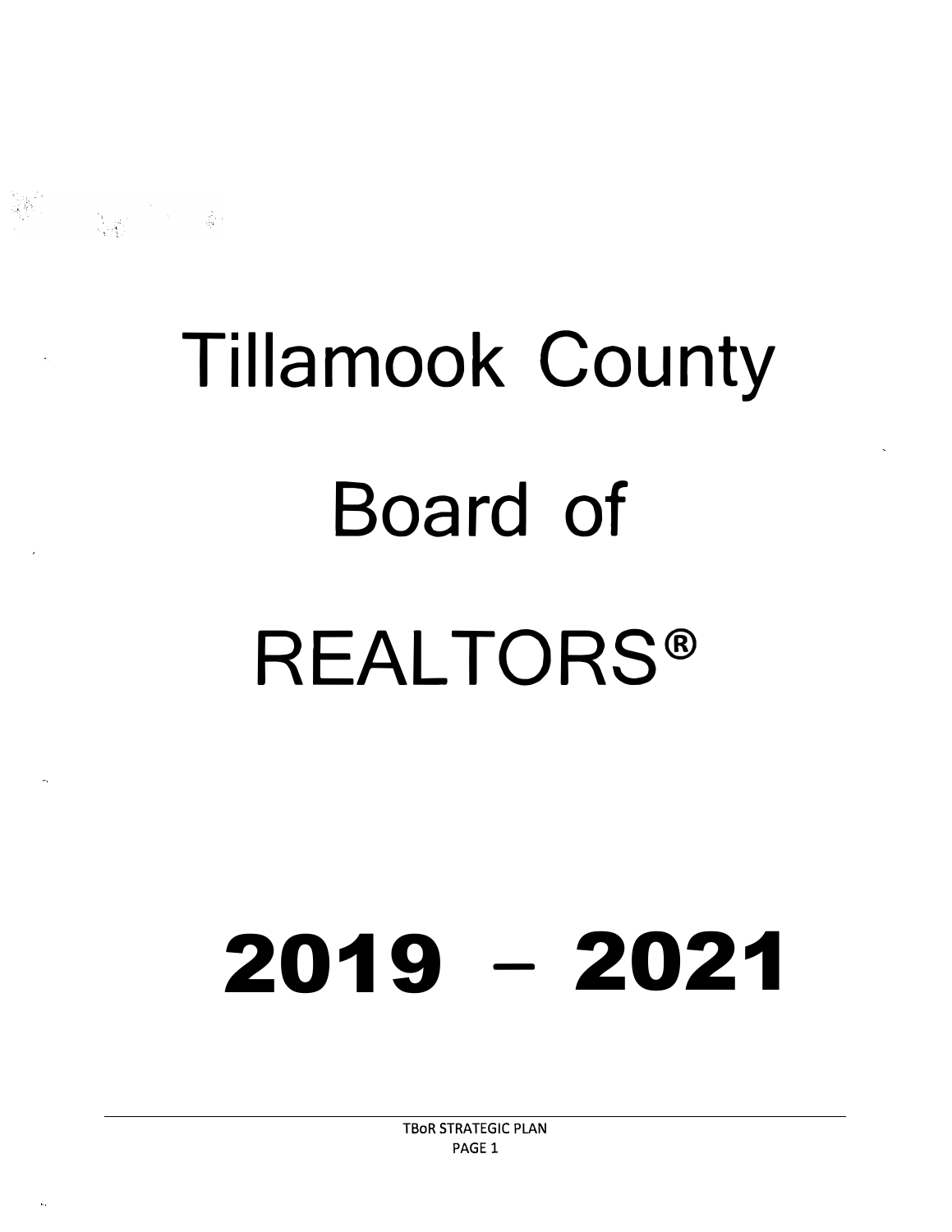# Tillamook County Board of REALTORS®

# 2019 – 2021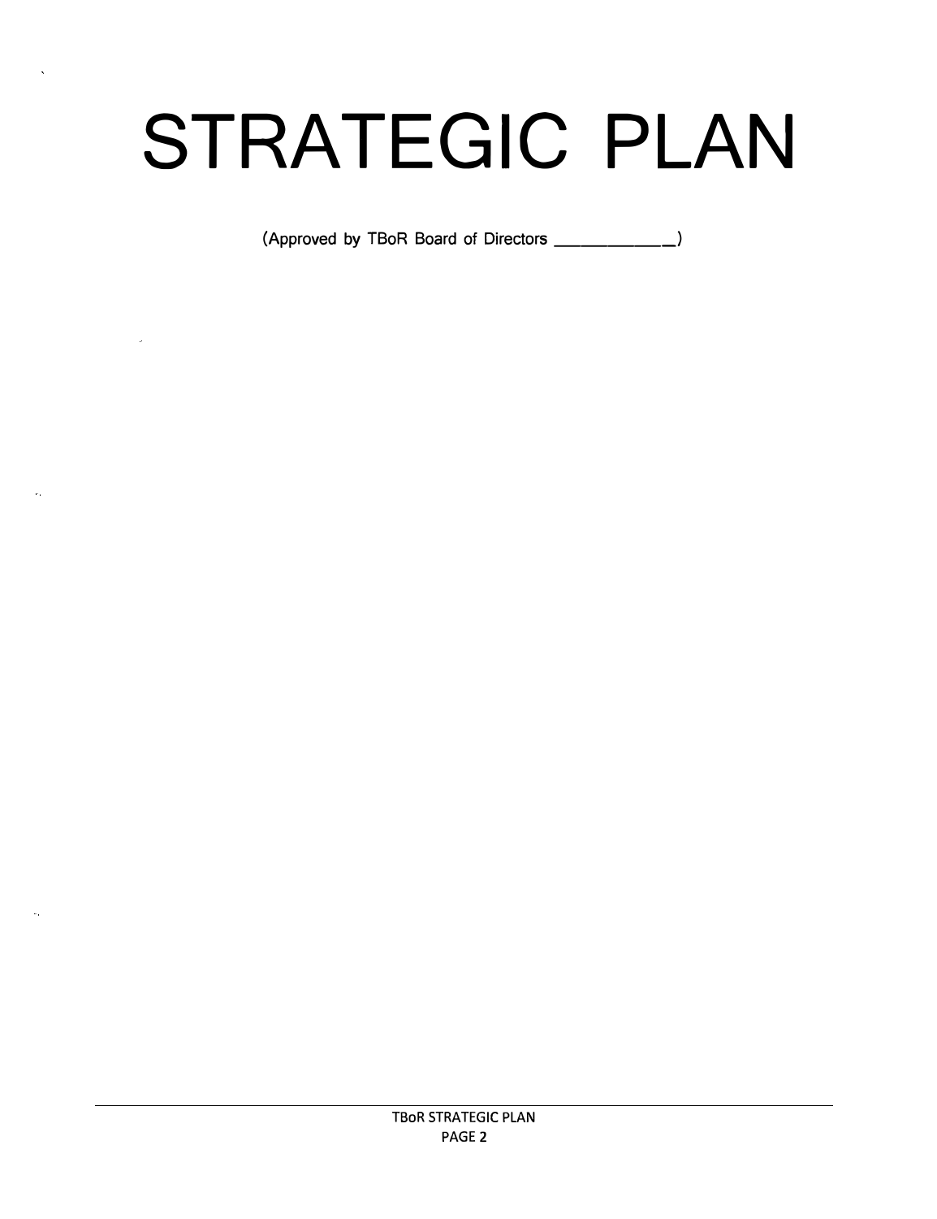# STRATEGIC PLAN

(Approved by TBoR Board of Directors ____________)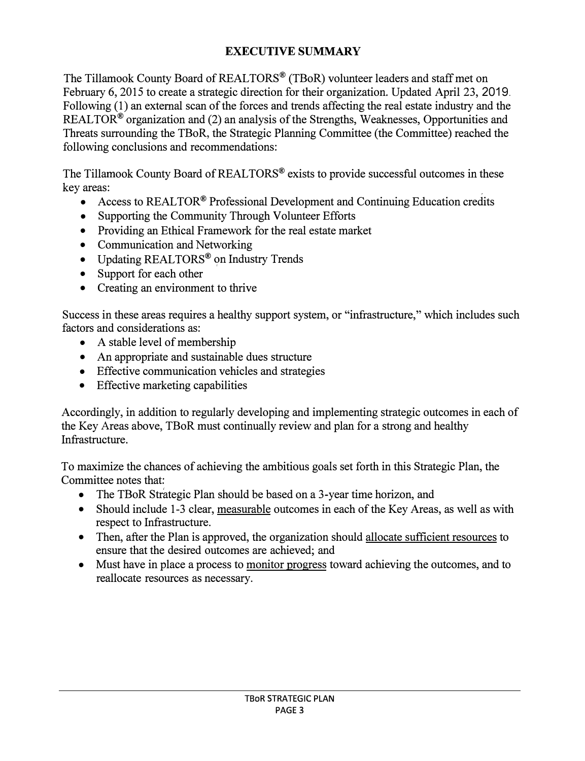## EXECUTIVE SUMMARY

The Tillamook County Board of REALTORS® (TBoR) volunteer leaders and staff met on February 6, 2015 to create a strategic direction for their organization. Updated April 23, 2019. Following (1) an external scan of the forces and trends affecting the real estate industry and the REALTOR® organization and (2) an analysis of the Strengths, Weaknesses, Opportunities and Threats surrounding the TBoR, the Strategic Planning Committee (the Committee) reached the following conclusions and recommendations:

The Tillamook County Board of REALTORS® exists to provide successful outcomes in these key areas:

- Access to REALTOR® Professional Development and Continuing Education credits
- Supporting the Community Through Volunteer Efforts
- Providing an Ethical Framework for the real estate market
- Communication and Networking
- Updating REALTORS® on Industry Trends
- Support for each other
- Creating an environment to thrive

Success in these areas requires a healthy support system, or "infrastructure," which includes such factors and considerations as:

- A stable level of membership
- An appropriate and sustainable dues structure
- Effective communication vehicles and strategies
- Effective marketing capabilities

Accordingly, in addition to regularly developing and implementing strategic outcomes in each of the Key Areas above, TBoR must continually review and plan for a strong and healthy Infrastructure.

To maximize the chances of achieving the ambitious goals set forth in this Strategic Plan, the Committee notes that:

- The TBoR Strategic Plan should be based on a 3-year time horizon, and
- Should include 1-3 clear, <u>measurable</u> outcomes in each of the Key Areas, as well as with respect to Infrastructure.
- Then, after the Plan is approved, the organization should <u>allocate sufficient resources</u> to ensure that the desired outcomes are achieved; and
- Must have in place a process to <u>monitor progress</u> toward achieving the outcomes, and to reallocate resources as necessary.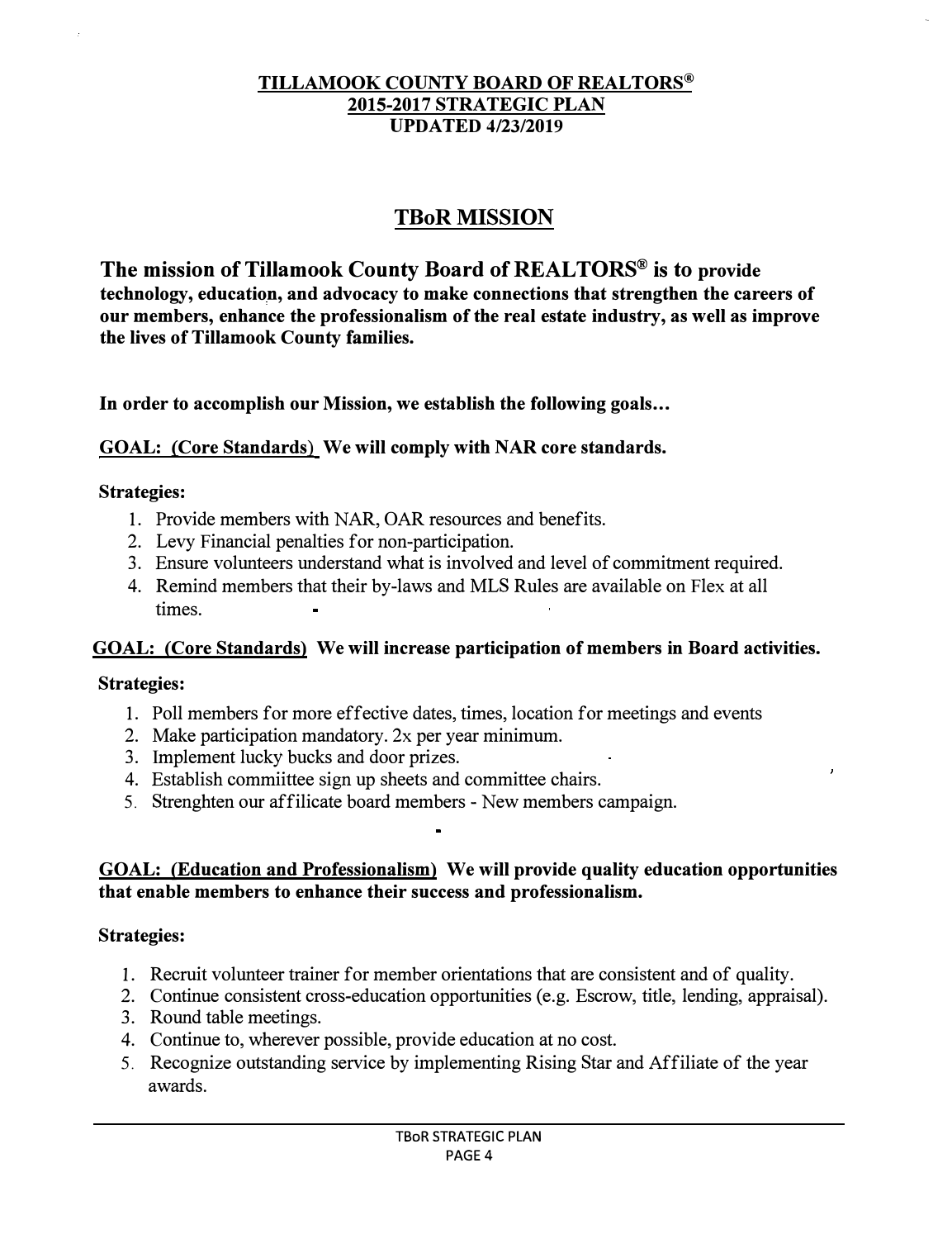**TILLAMOOK COUNTY BOARD OF REALTORS®**
**2015-2017 STRATEGIC PLAN**
**UPDATED 4/23/2019**

## TBoR MISSION

**The mission of Tillamook County Board of REALTORS® is to provide technology, education, and advocacy to make connections that strengthen the careers of our members, enhance the professionalism of the real estate industry, as well as improve the lives of Tillamook County families.**

**In order to accomplish our Mission, we establish the following goals…**

**GOAL: (Core Standards) We will comply with NAR core standards.**

**Strategies:**

1. Provide members with NAR, OAR resources and benefits.
2. Levy Financial penalties for non-participation.
3. Ensure volunteers understand what is involved and level of commitment required.
4. Remind members that their by-laws and MLS Rules are available on Flex at all times.

**GOAL: (Core Standards) We will increase participation of members in Board activities.**

**Strategies:**

1. Poll members for more effective dates, times, location for meetings and events
2. Make participation mandatory. 2x per year minimum.
3. Implement lucky bucks and door prizes.
4. Establish commiittee sign up sheets and committee chairs.
5. Strenghten our affilicate board members - New members campaign.

**GOAL: (Education and Professionalism) We will provide quality education opportunities that enable members to enhance their success and professionalism.**

**Strategies:**

1. Recruit volunteer trainer for member orientations that are consistent and of quality.
2. Continue consistent cross-education opportunities (e.g. Escrow, title, lending, appraisal).
3. Round table meetings.
4. Continue to, wherever possible, provide education at no cost.
5. Recognize outstanding service by implementing Rising Star and Affiliate of the year awards.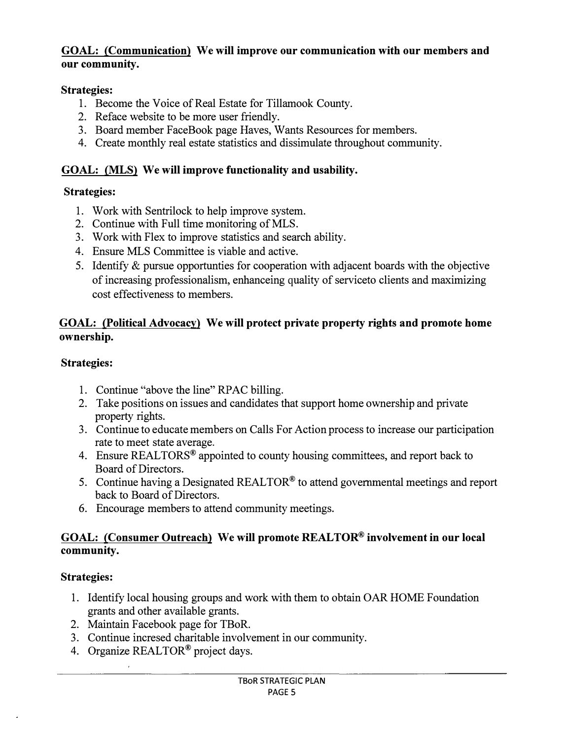**<u>GOAL: (Communication)</u> We will improve our communication with our members and our community.**

**Strategies:**

1. Become the Voice of Real Estate for Tillamook County.
2. Reface website to be more user friendly.
3. Board member FaceBook page Haves, Wants Resources for members.
4. Create monthly real estate statistics and dissimulate throughout community.

**<u>GOAL: (MLS)</u> We will improve functionality and usability.**

**Strategies:**

1. Work with Sentrilock to help improve system.
2. Continue with Full time monitoring of MLS.
3. Work with Flex to improve statistics and search ability.
4. Ensure MLS Committee is viable and active.
5. Identify & pursue opportunties for cooperation with adjacent boards with the objective of increasing professionalism, enhanceing quality of serviceto clients and maximizing cost effectiveness to members.

**<u>GOAL: (Political Advocacy)</u> We will protect private property rights and promote home ownership.**

**Strategies:**

1. Continue "above the line" RPAC billing.
2. Take positions on issues and candidates that support home ownership and private property rights.
3. Continue to educate members on Calls For Action process to increase our participation rate to meet state average.
4. Ensure REALTORS® appointed to county housing committees, and report back to Board of Directors.
5. Continue having a Designated REALTOR® to attend governmental meetings and report back to Board of Directors.
6. Encourage members to attend community meetings.

**<u>GOAL: (Consumer Outreach)</u> We will promote REALTOR® involvement in our local community.**

**Strategies:**

1. Identify local housing groups and work with them to obtain OAR HOME Foundation grants and other available grants.
2. Maintain Facebook page for TBoR.
3. Continue incresed charitable involvement in our community.
4. Organize REALTOR® project days.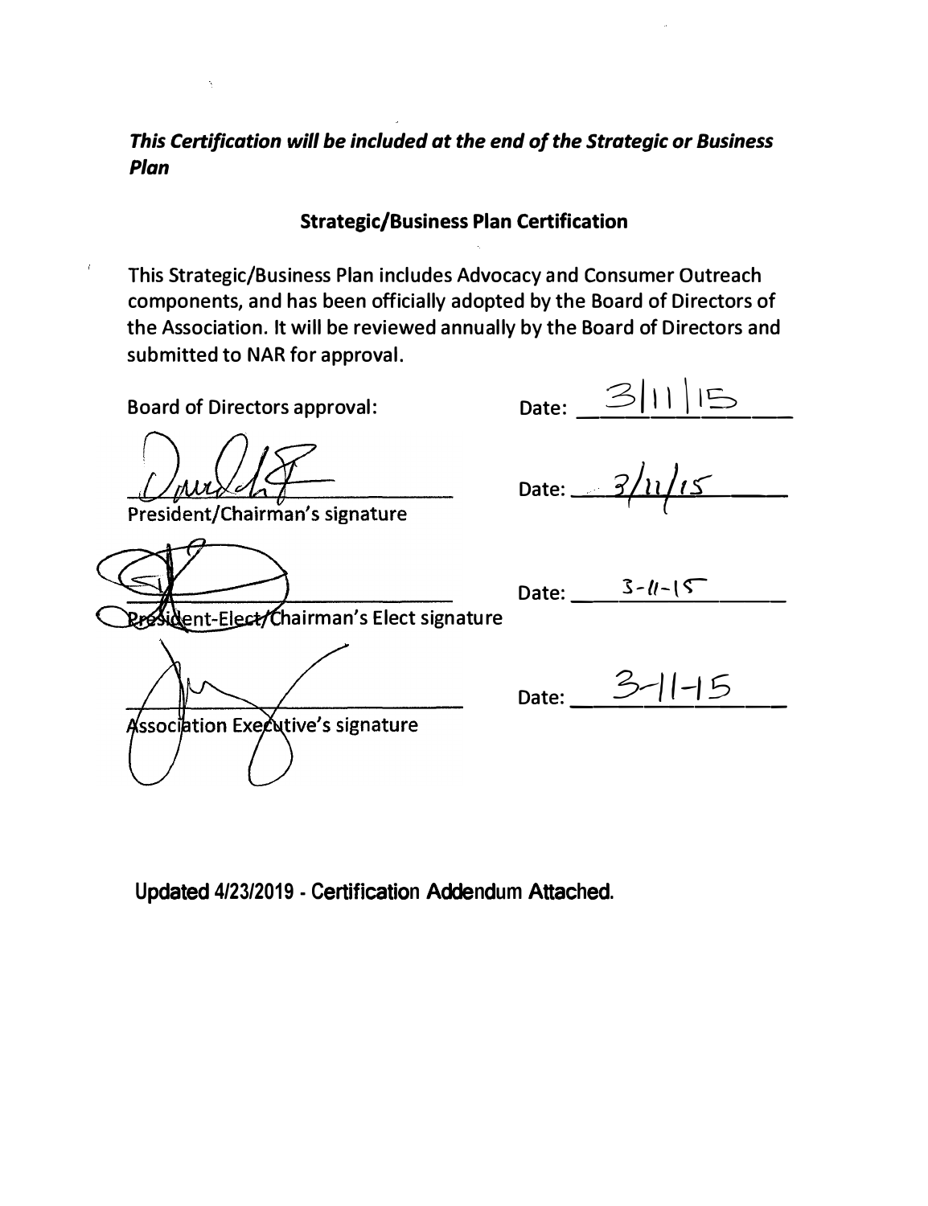***This Certification will be included at the end of the Strategic or Business Plan***

**Strategic/Business Plan Certification**

This Strategic/Business Plan includes Advocacy and Consumer Outreach components, and has been officially adopted by the Board of Directors of the Association. It will be reviewed annually by the Board of Directors and submitted to NAR for approval.

Board of Directors approval: Date: 3|11|15

President/Chairman's signature Date: 3/11/15

President-Elect/Chairman's Elect signature Date: 3-11-15

Association Executive's signature Date: 3-11-15

**Updated 4/23/2019 - Certification Addendum Attached.**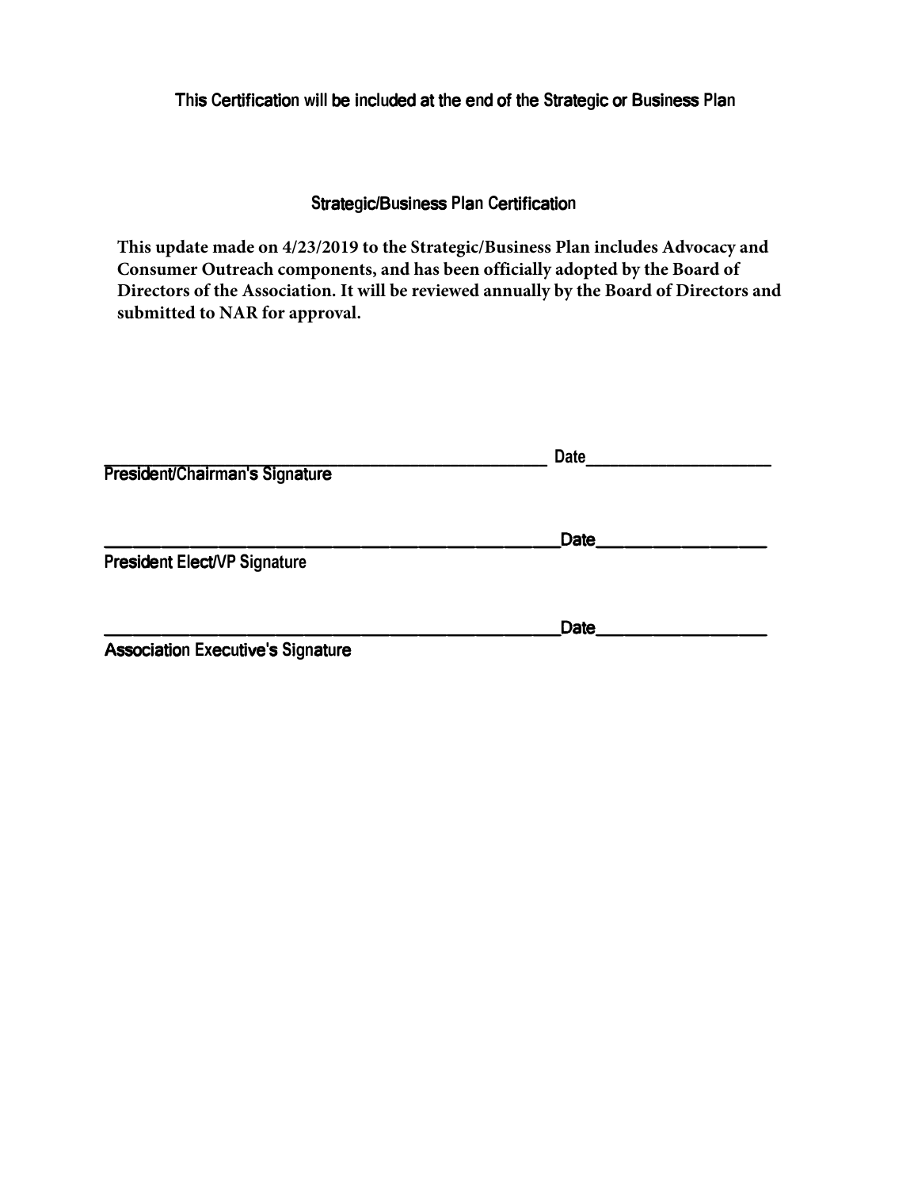This Certification will be included at the end of the Strategic or Business Plan

## Strategic/Business Plan Certification

**This update made on 4/23/2019 to the Strategic/Business Plan includes Advocacy and Consumer Outreach components, and has been officially adopted by the Board of Directors of the Association. It will be reviewed annually by the Board of Directors and submitted to NAR for approval.**

\_\_\_\_\_\_\_\_\_\_\_\_\_\_\_\_\_\_\_\_\_\_\_\_\_\_\_\_\_\_\_\_\_\_\_\_\_\_\_\_\_\_\_\_ Date\_\_\_\_\_\_\_\_\_\_\_\_\_\_\_\_\_\_\_\_
President/Chairman's Signature

\_\_\_\_\_\_\_\_\_\_\_\_\_\_\_\_\_\_\_\_\_\_\_\_\_\_\_\_\_\_\_\_\_\_\_\_\_\_\_\_\_\_\_\_Date\_\_\_\_\_\_\_\_\_\_\_\_\_\_\_\_\_\_\_\_
President Elect/VP Signature

\_\_\_\_\_\_\_\_\_\_\_\_\_\_\_\_\_\_\_\_\_\_\_\_\_\_\_\_\_\_\_\_\_\_\_\_\_\_\_\_\_\_\_\_Date\_\_\_\_\_\_\_\_\_\_\_\_\_\_\_\_\_\_\_\_
Association Executive's Signature